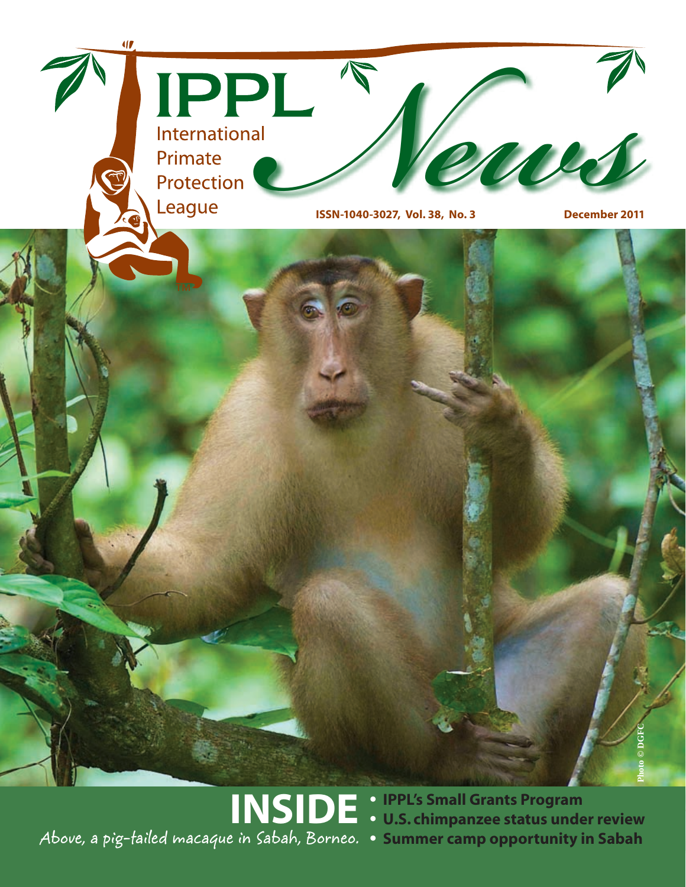# IPPL News

International Primate Protection League

ISSN-1040-3027, Vol. 38, No. 3

December 2011

Photo © DGFC

Above, a pig-tailed macaque in Sabah, Borneo.

## INSIDE

- IPPL's Small Grants Program
- U.S. chimpanzee status under review
- Summer camp opportunity in Sabah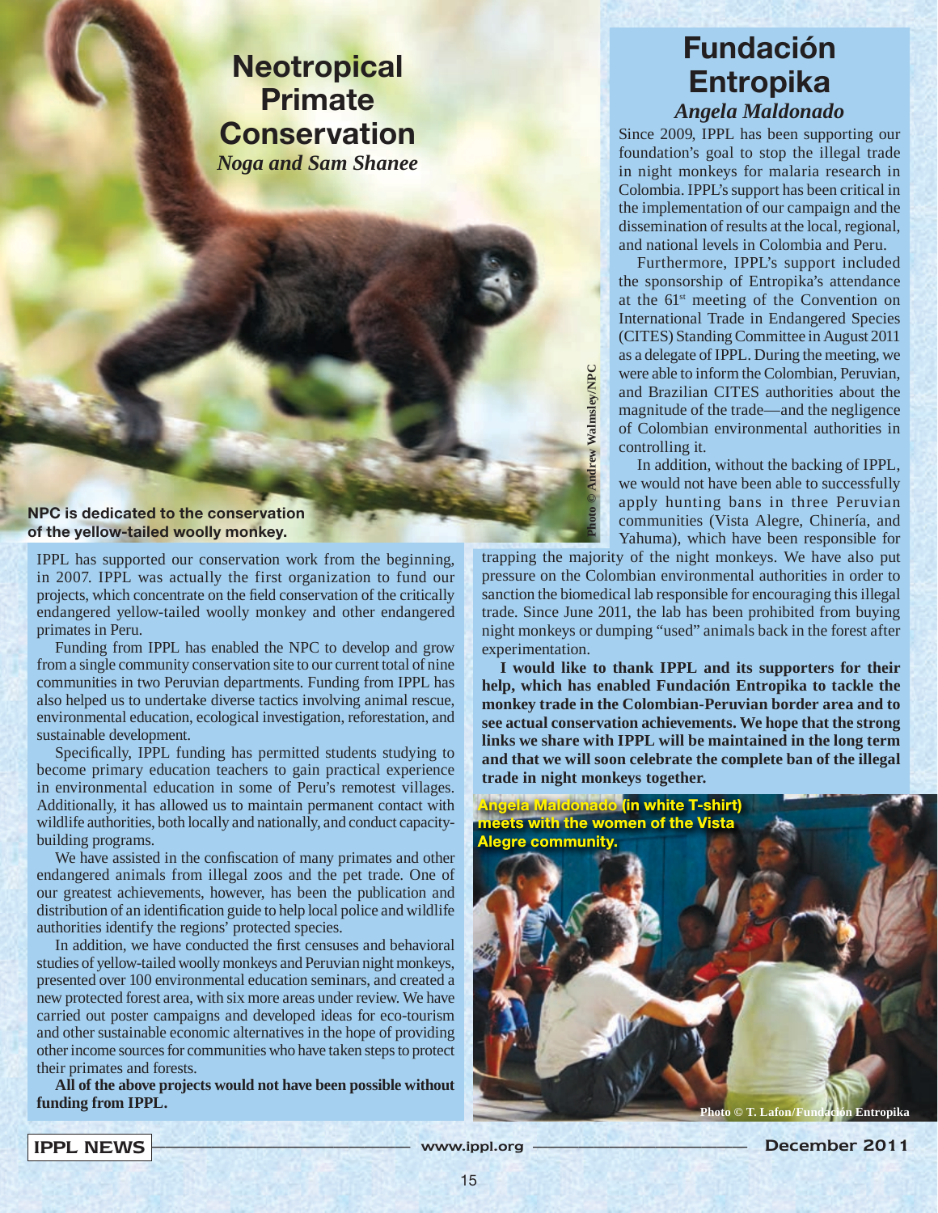# Neotropical Primate Conservation

*Noga and Sam Shanee*

Photo © Andrew Walmsley/NPC

**NPC is dedicated to the conservation of the yellow-tailed woolly monkey.**

IPPL has supported our conservation work from the beginning, in 2007. IPPL was actually the first organization to fund our projects, which concentrate on the field conservation of the critically endangered yellow-tailed woolly monkey and other endangered primates in Peru.

Funding from IPPL has enabled the NPC to develop and grow from a single community conservation site to our current total of nine communities in two Peruvian departments. Funding from IPPL has also helped us to undertake diverse tactics involving animal rescue, environmental education, ecological investigation, reforestation, and sustainable development.

Specifically, IPPL funding has permitted students studying to become primary education teachers to gain practical experience in environmental education in some of Peru's remotest villages. Additionally, it has allowed us to maintain permanent contact with wildlife authorities, both locally and nationally, and conduct capacity-building programs.

We have assisted in the confiscation of many primates and other endangered animals from illegal zoos and the pet trade. One of our greatest achievements, however, has been the publication and distribution of an identification guide to help local police and wildlife authorities identify the regions' protected species.

In addition, we have conducted the first censuses and behavioral studies of yellow-tailed woolly monkeys and Peruvian night monkeys, presented over 100 environmental education seminars, and created a new protected forest area, with six more areas under review. We have carried out poster campaigns and developed ideas for eco-tourism and other sustainable economic alternatives in the hope of providing other income sources for communities who have taken steps to protect their primates and forests.

**All of the above projects would not have been possible without funding from IPPL.**

# Fundación Entropika

*Angela Maldonado*

Since 2009, IPPL has been supporting our foundation's goal to stop the illegal trade in night monkeys for malaria research in Colombia. IPPL's support has been critical in the implementation of our campaign and the dissemination of results at the local, regional, and national levels in Colombia and Peru.

Furthermore, IPPL's support included the sponsorship of Entropika's attendance at the 61st meeting of the Convention on International Trade in Endangered Species (CITES) Standing Committee in August 2011 as a delegate of IPPL. During the meeting, we were able to inform the Colombian, Peruvian, and Brazilian CITES authorities about the magnitude of the trade—and the negligence of Colombian environmental authorities in controlling it.

In addition, without the backing of IPPL, we would not have been able to successfully apply hunting bans in three Peruvian communities (Vista Alegre, Chinería, and Yahuma), which have been responsible for trapping the majority of the night monkeys. We have also put pressure on the Colombian environmental authorities in order to sanction the biomedical lab responsible for encouraging this illegal trade. Since June 2011, the lab has been prohibited from buying night monkeys or dumping "used" animals back in the forest after experimentation.

**I would like to thank IPPL and its supporters for their help, which has enabled Fundación Entropika to tackle the monkey trade in the Colombian-Peruvian border area and to see actual conservation achievements. We hope that the strong links we share with IPPL will be maintained in the long term and that we will soon celebrate the complete ban of the illegal trade in night monkeys together.**

**Angela Maldonado (in white T-shirt) meets with the women of the Vista Alegre community.**

Photo © T. Lafon/Fundación Entropika